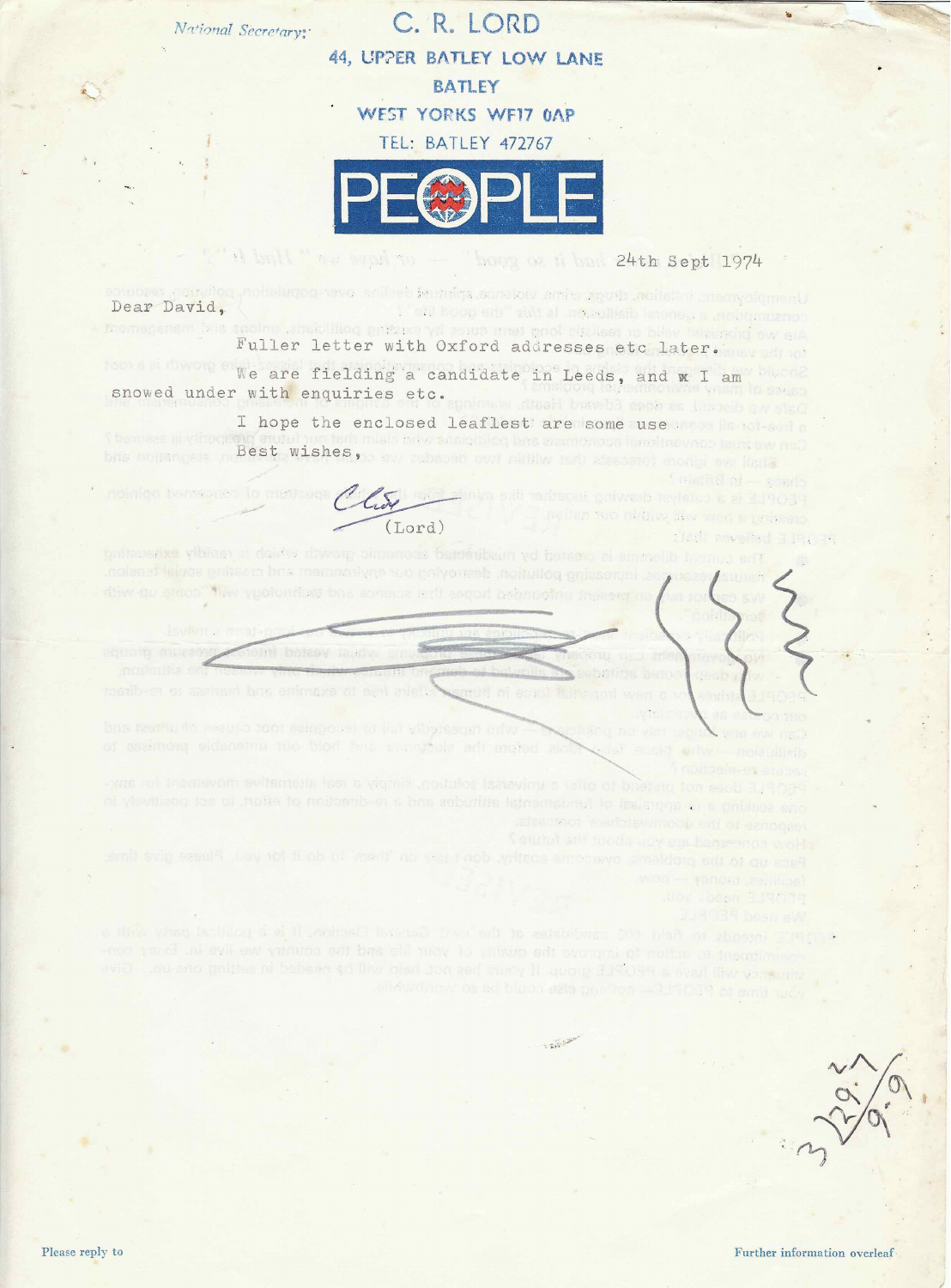*National Secretary:*

# C. R. LORD

**44, UPPER BATLEY LOW LANE**

**BATLEY**

**WEST YORKS WF17 0AP**

**TEL: BATLEY 472767**

**PEOPLE**

24th Sept 1974

Dear David,

Fuller letter with Oxford addresses etc later.

We are fielding a candidate in Leeds, and ~~x~~ I am snowed under with enquiries etc.

I hope the enclosed leaflest are some use

Best wishes,

Clive

(Lord)

3/29.7 / 9.9

Please reply to

Further information overleaf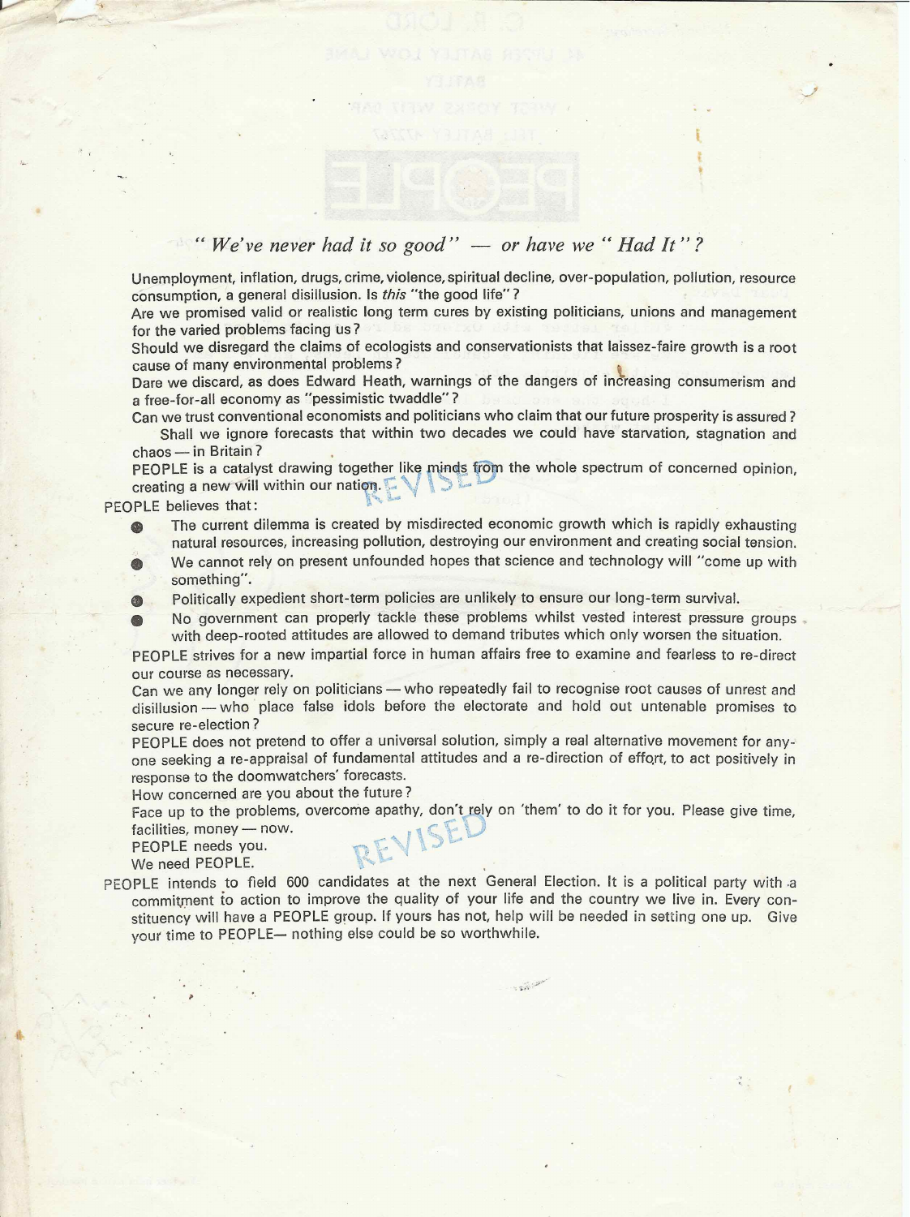## *" We've never had it so good" — or have we " Had It" ?*

Unemployment, inflation, drugs, crime, violence, spiritual decline, over-population, pollution, resource consumption, a general disillusion. Is *this* "the good life"?

Are we promised valid or realistic long term cures by existing politicians, unions and management for the varied problems facing us?

Should we disregard the claims of ecologists and conservationists that laissez-faire growth is a root cause of many environmental problems?

Dare we discard, as does Edward Heath, warnings of the dangers of increasing consumerism and a free-for-all economy as "pessimistic twaddle"?

Can we trust conventional economists and politicians who claim that our future prosperity is assured?

Shall we ignore forecasts that within two decades we could have starvation, stagnation and chaos — in Britain?

PEOPLE is a catalyst drawing together like minds from the whole spectrum of concerned opinion, creating a new will within our nation.

REVISED

PEOPLE believes that:

- The current dilemma is created by misdirected economic growth which is rapidly exhausting natural resources, increasing pollution, destroying our environment and creating social tension.
- We cannot rely on present unfounded hopes that science and technology will "come up with something".
- Politically expedient short-term policies are unlikely to ensure our long-term survival.
- No government can properly tackle these problems whilst vested interest pressure groups with deep-rooted attitudes are allowed to demand tributes which only worsen the situation.

PEOPLE strives for a new impartial force in human affairs free to examine and fearless to re-direct our course as necessary.

Can we any longer rely on politicians — who repeatedly fail to recognise root causes of unrest and disillusion — who place false idols before the electorate and hold out untenable promises to secure re-election?

PEOPLE does not pretend to offer a universal solution, simply a real alternative movement for anyone seeking a re-appraisal of fundamental attitudes and a re-direction of effort, to act positively in response to the doomwatchers' forecasts.

How concerned are you about the future?

Face up to the problems, overcome apathy, don't rely on 'them' to do it for you. Please give time, facilities, money — now.

PEOPLE needs you.

We need PEOPLE.

REVISED

PEOPLE intends to field 600 candidates at the next General Election. It is a political party with a commitment to action to improve the quality of your life and the country we live in. Every constituency will have a PEOPLE group. If yours has not, help will be needed in setting one up. Give your time to PEOPLE— nothing else could be so worthwhile.